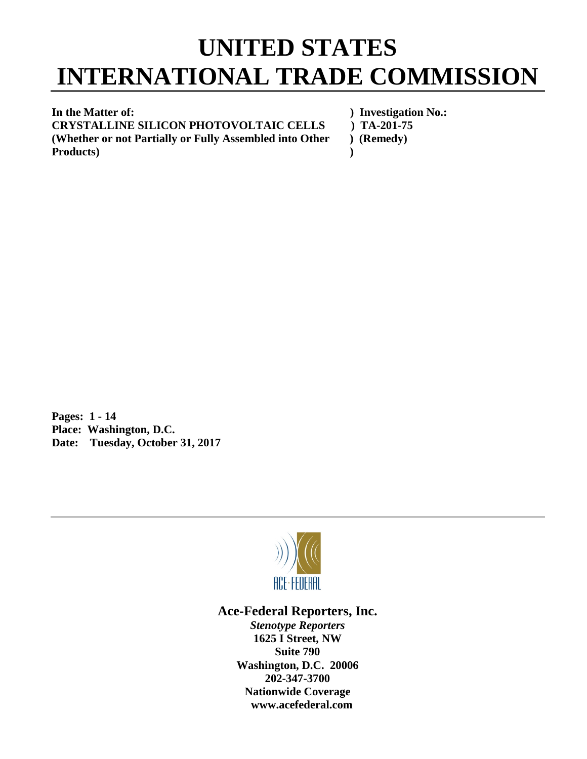# UNITED STATES INTERNATIONAL TRADE COMMISSION

**In the Matter of:** ) **Investigation No.:**
**CRYSTALLINE SILICON PHOTOVOLTAIC CELLS** ) **TA-201-75**
**(Whether or not Partially or Fully Assembled into Other** ) **(Remedy)**
**Products)** )

**Pages: 1 - 14**
**Place: Washington, D.C.**
**Date: Tuesday, October 31, 2017**

ACE-FEDERAL

**Ace-Federal Reporters, Inc.**
***Stenotype Reporters***
**1625 I Street, NW**
**Suite 790**
**Washington, D.C. 20006**
**202-347-3700**
**Nationwide Coverage**
**www.acefederal.com**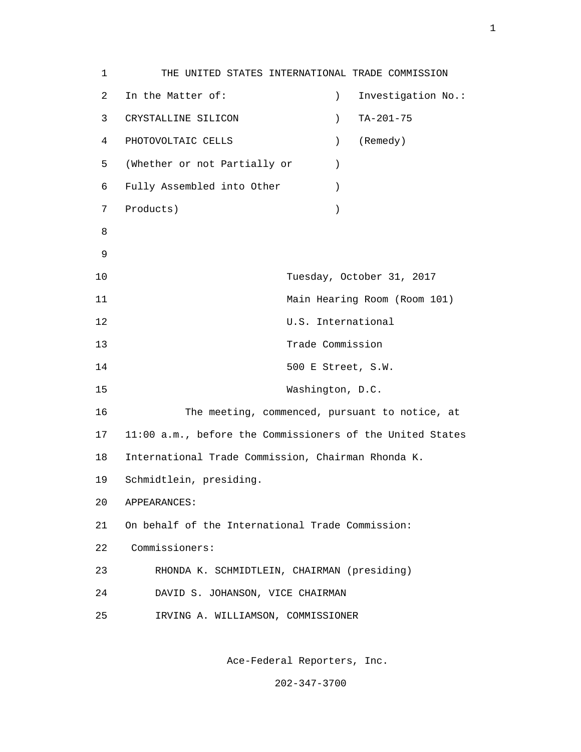1 THE UNITED STATES INTERNATIONAL TRADE COMMISSION

2 In the Matter of: ) Investigation No.:

3 CRYSTALLINE SILICON ) TA-201-75

4 PHOTOVOLTAIC CELLS ) (Remedy)

5 (Whether or not Partially or )

6 Fully Assembled into Other )

7 Products) )

8

9

10 Tuesday, October 31, 2017

11 Main Hearing Room (Room 101)

12 U.S. International

13 Trade Commission

14 500 E Street, S.W.

15 Washington, D.C.

16 The meeting, commenced, pursuant to notice, at

17 11:00 a.m., before the Commissioners of the United States

18 International Trade Commission, Chairman Rhonda K.

19 Schmidtlein, presiding.

20 APPEARANCES:

21 On behalf of the International Trade Commission:

22 Commissioners:

23 RHONDA K. SCHMIDTLEIN, CHAIRMAN (presiding)

24 DAVID S. JOHANSON, VICE CHAIRMAN

25 IRVING A. WILLIAMSON, COMMISSIONER

Ace-Federal Reporters, Inc.

202-347-3700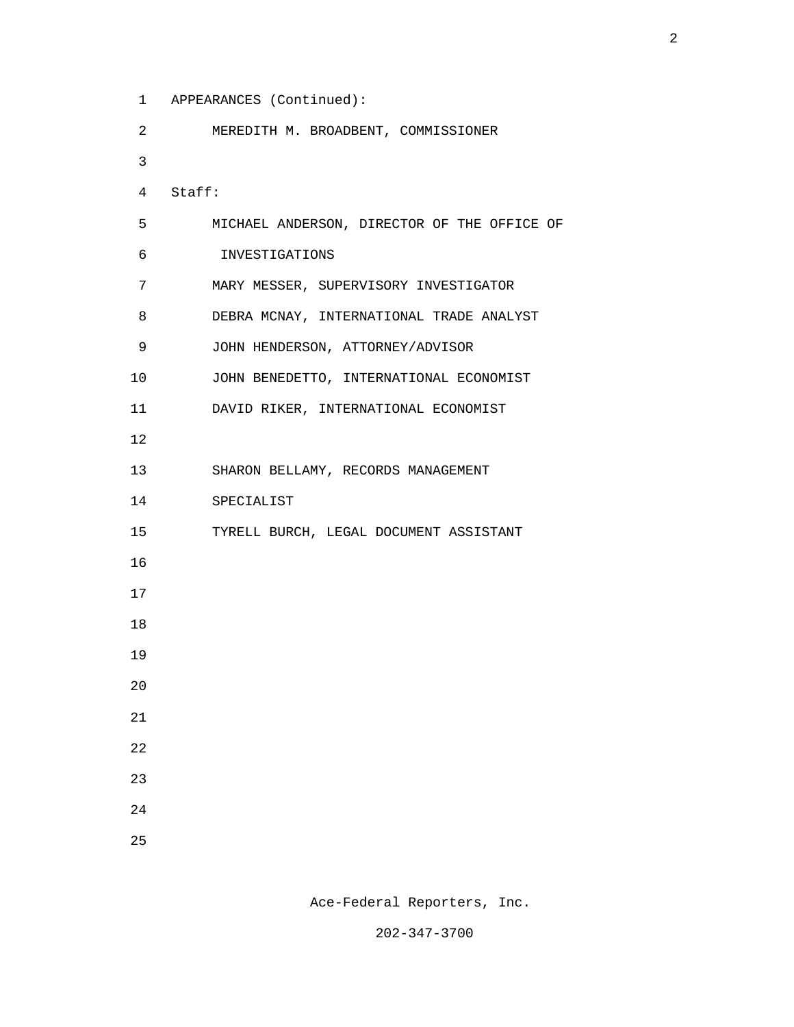APPEARANCES (Continued):

MEREDITH M. BROADBENT, COMMISSIONER

Staff:

MICHAEL ANDERSON, DIRECTOR OF THE OFFICE OF INVESTIGATIONS

MARY MESSER, SUPERVISORY INVESTIGATOR

DEBRA MCNAY, INTERNATIONAL TRADE ANALYST

JOHN HENDERSON, ATTORNEY/ADVISOR

JOHN BENEDETTO, INTERNATIONAL ECONOMIST

DAVID RIKER, INTERNATIONAL ECONOMIST

SHARON BELLAMY, RECORDS MANAGEMENT SPECIALIST

TYRELL BURCH, LEGAL DOCUMENT ASSISTANT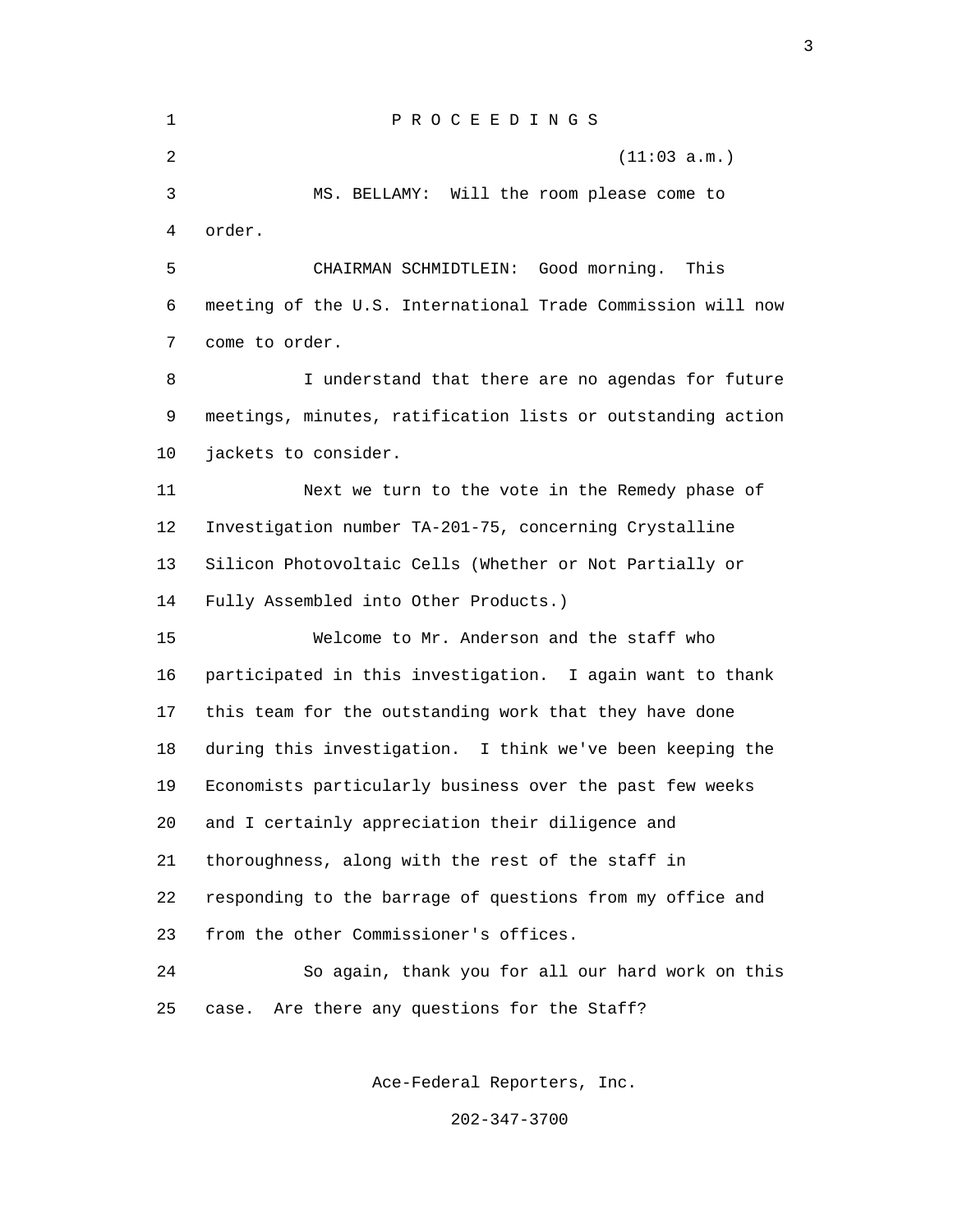P R O C E E D I N G S

(11:03 a.m.)

MS. BELLAMY: Will the room please come to order.

CHAIRMAN SCHMIDTLEIN: Good morning. This meeting of the U.S. International Trade Commission will now come to order.

I understand that there are no agendas for future meetings, minutes, ratification lists or outstanding action jackets to consider.

Next we turn to the vote in the Remedy phase of Investigation number TA-201-75, concerning Crystalline Silicon Photovoltaic Cells (Whether or Not Partially or Fully Assembled into Other Products.)

Welcome to Mr. Anderson and the staff who participated in this investigation. I again want to thank this team for the outstanding work that they have done during this investigation. I think we've been keeping the Economists particularly business over the past few weeks and I certainly appreciation their diligence and thoroughness, along with the rest of the staff in responding to the barrage of questions from my office and from the other Commissioner's offices.

So again, thank you for all our hard work on this case. Are there any questions for the Staff?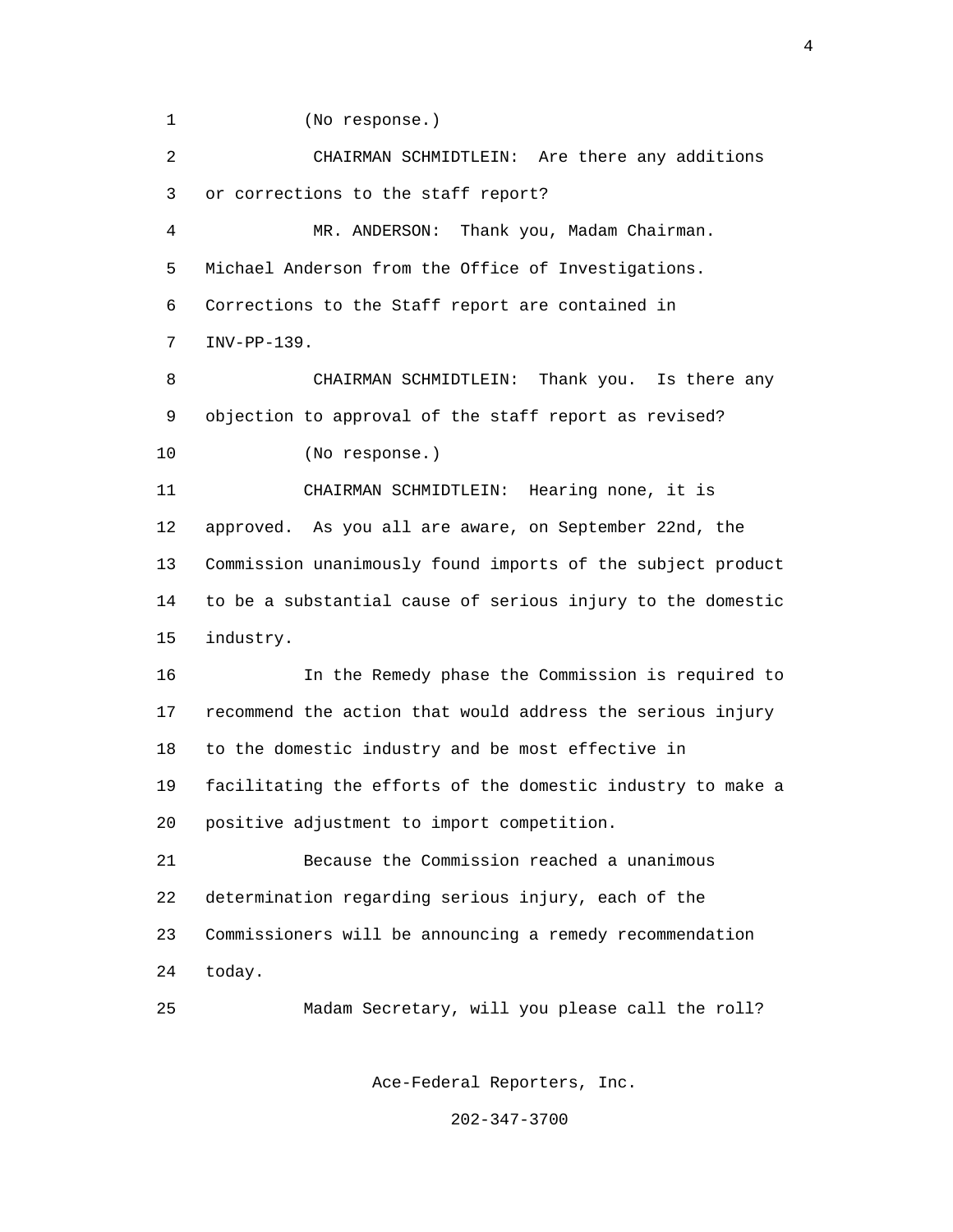(No response.)

CHAIRMAN SCHMIDTLEIN: Are there any additions or corrections to the staff report?

MR. ANDERSON: Thank you, Madam Chairman. Michael Anderson from the Office of Investigations. Corrections to the Staff report are contained in INV-PP-139.

CHAIRMAN SCHMIDTLEIN: Thank you. Is there any objection to approval of the staff report as revised?

(No response.)

CHAIRMAN SCHMIDTLEIN: Hearing none, it is approved. As you all are aware, on September 22nd, the Commission unanimously found imports of the subject product to be a substantial cause of serious injury to the domestic industry.

In the Remedy phase the Commission is required to recommend the action that would address the serious injury to the domestic industry and be most effective in facilitating the efforts of the domestic industry to make a positive adjustment to import competition.

Because the Commission reached a unanimous determination regarding serious injury, each of the Commissioners will be announcing a remedy recommendation today.

Madam Secretary, will you please call the roll?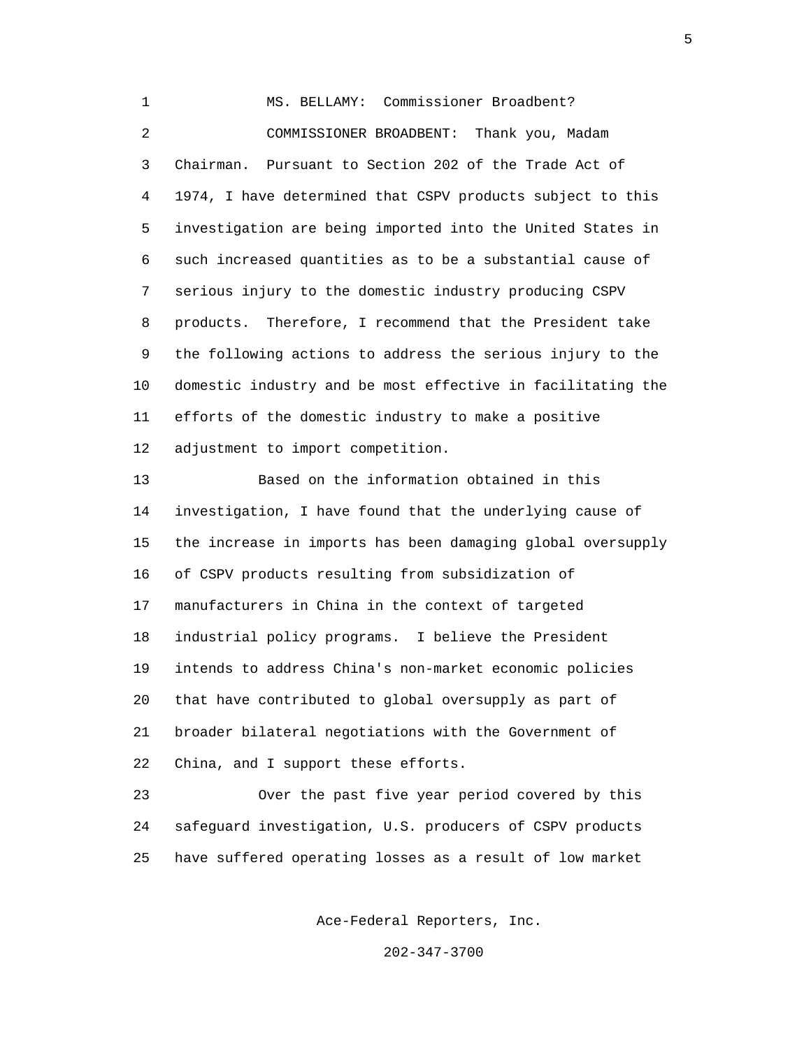MS. BELLAMY: Commissioner Broadbent?

COMMISSIONER BROADBENT: Thank you, Madam Chairman. Pursuant to Section 202 of the Trade Act of 1974, I have determined that CSPV products subject to this investigation are being imported into the United States in such increased quantities as to be a substantial cause of serious injury to the domestic industry producing CSPV products. Therefore, I recommend that the President take the following actions to address the serious injury to the domestic industry and be most effective in facilitating the efforts of the domestic industry to make a positive adjustment to import competition.

Based on the information obtained in this investigation, I have found that the underlying cause of the increase in imports has been damaging global oversupply of CSPV products resulting from subsidization of manufacturers in China in the context of targeted industrial policy programs. I believe the President intends to address China's non-market economic policies that have contributed to global oversupply as part of broader bilateral negotiations with the Government of China, and I support these efforts.

Over the past five year period covered by this safeguard investigation, U.S. producers of CSPV products have suffered operating losses as a result of low market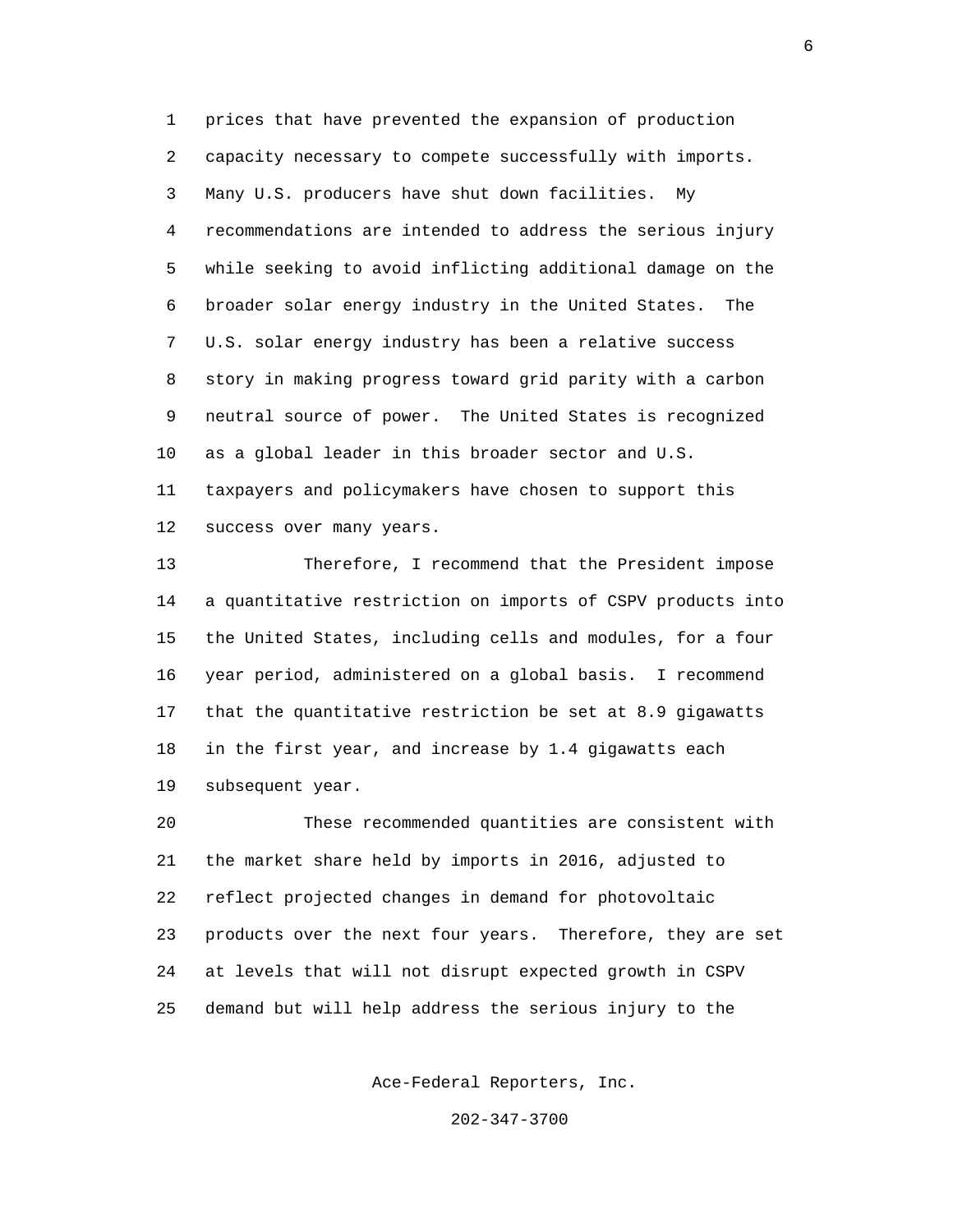prices that have prevented the expansion of production capacity necessary to compete successfully with imports. Many U.S. producers have shut down facilities. My recommendations are intended to address the serious injury while seeking to avoid inflicting additional damage on the broader solar energy industry in the United States. The U.S. solar energy industry has been a relative success story in making progress toward grid parity with a carbon neutral source of power. The United States is recognized as a global leader in this broader sector and U.S. taxpayers and policymakers have chosen to support this success over many years.

Therefore, I recommend that the President impose a quantitative restriction on imports of CSPV products into the United States, including cells and modules, for a four year period, administered on a global basis. I recommend that the quantitative restriction be set at 8.9 gigawatts in the first year, and increase by 1.4 gigawatts each subsequent year.

These recommended quantities are consistent with the market share held by imports in 2016, adjusted to reflect projected changes in demand for photovoltaic products over the next four years. Therefore, they are set at levels that will not disrupt expected growth in CSPV demand but will help address the serious injury to the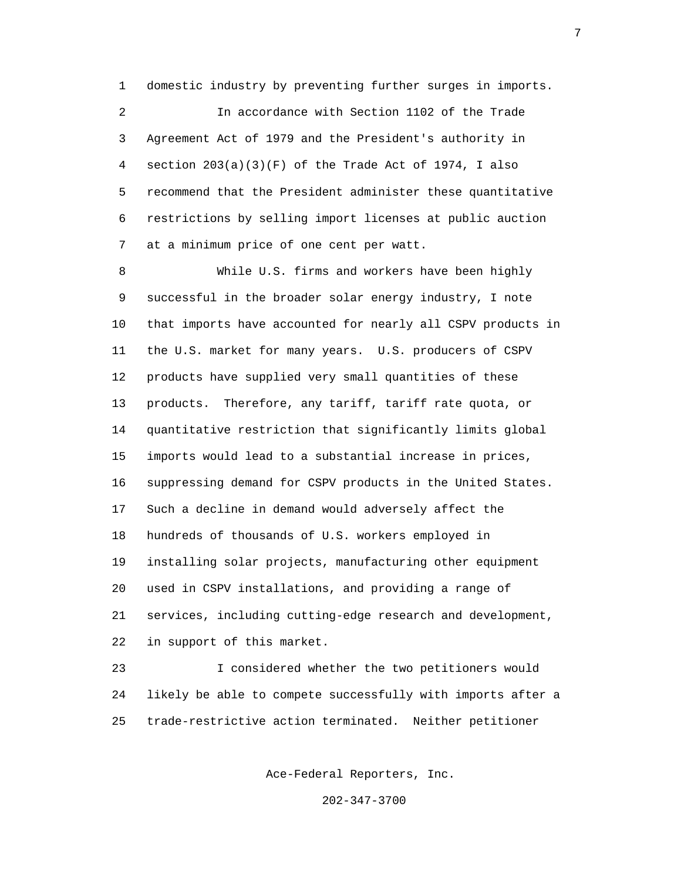domestic industry by preventing further surges in imports.

In accordance with Section 1102 of the Trade Agreement Act of 1979 and the President's authority in section 203(a)(3)(F) of the Trade Act of 1974, I also recommend that the President administer these quantitative restrictions by selling import licenses at public auction at a minimum price of one cent per watt.

While U.S. firms and workers have been highly successful in the broader solar energy industry, I note that imports have accounted for nearly all CSPV products in the U.S. market for many years. U.S. producers of CSPV products have supplied very small quantities of these products. Therefore, any tariff, tariff rate quota, or quantitative restriction that significantly limits global imports would lead to a substantial increase in prices, suppressing demand for CSPV products in the United States. Such a decline in demand would adversely affect the hundreds of thousands of U.S. workers employed in installing solar projects, manufacturing other equipment used in CSPV installations, and providing a range of services, including cutting-edge research and development, in support of this market.

I considered whether the two petitioners would likely be able to compete successfully with imports after a trade-restrictive action terminated. Neither petitioner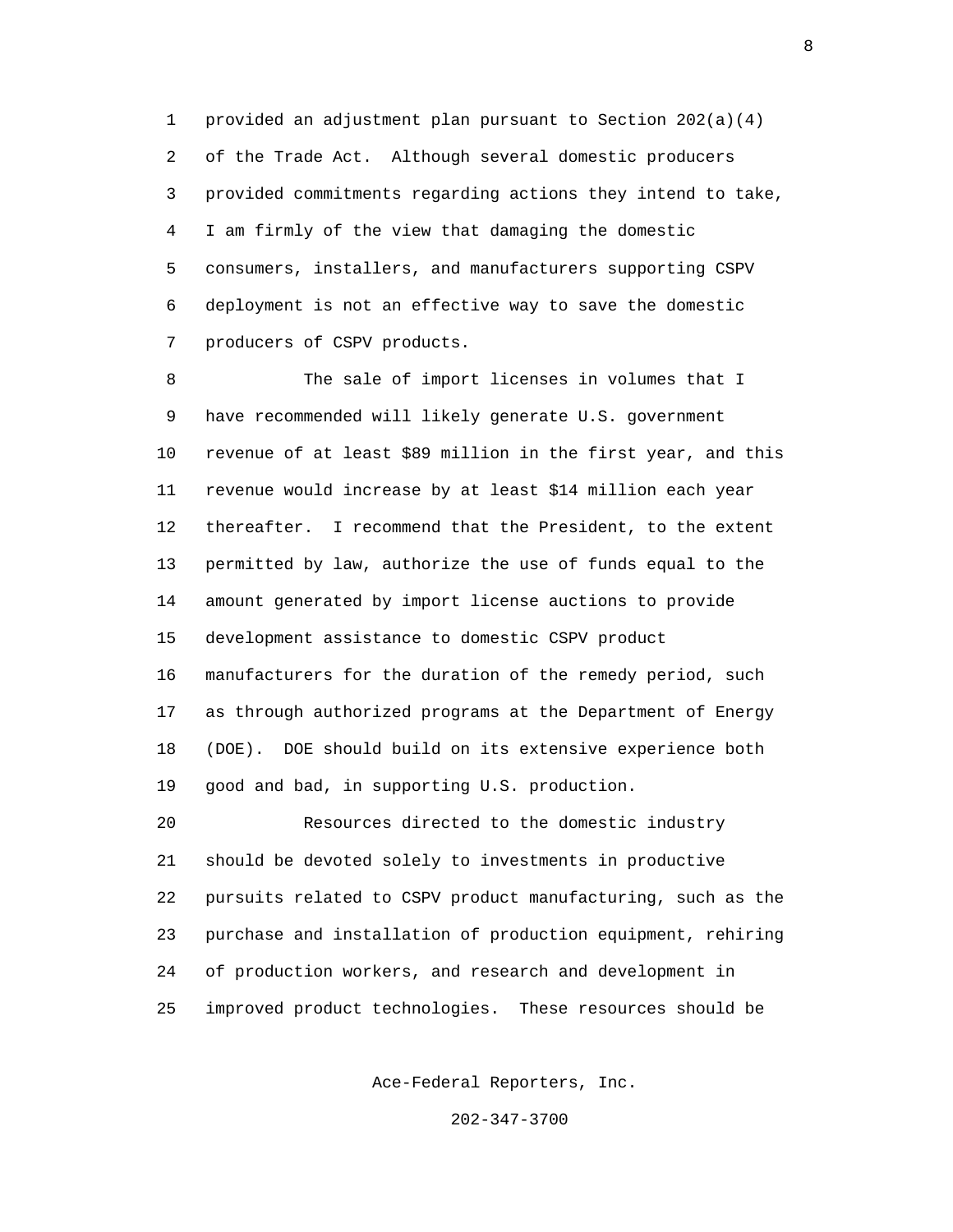provided an adjustment plan pursuant to Section 202(a)(4) of the Trade Act. Although several domestic producers provided commitments regarding actions they intend to take, I am firmly of the view that damaging the domestic consumers, installers, and manufacturers supporting CSPV deployment is not an effective way to save the domestic producers of CSPV products.

The sale of import licenses in volumes that I have recommended will likely generate U.S. government revenue of at least $89 million in the first year, and this revenue would increase by at least $14 million each year thereafter. I recommend that the President, to the extent permitted by law, authorize the use of funds equal to the amount generated by import license auctions to provide development assistance to domestic CSPV product manufacturers for the duration of the remedy period, such as through authorized programs at the Department of Energy (DOE). DOE should build on its extensive experience both good and bad, in supporting U.S. production.

Resources directed to the domestic industry should be devoted solely to investments in productive pursuits related to CSPV product manufacturing, such as the purchase and installation of production equipment, rehiring of production workers, and research and development in improved product technologies. These resources should be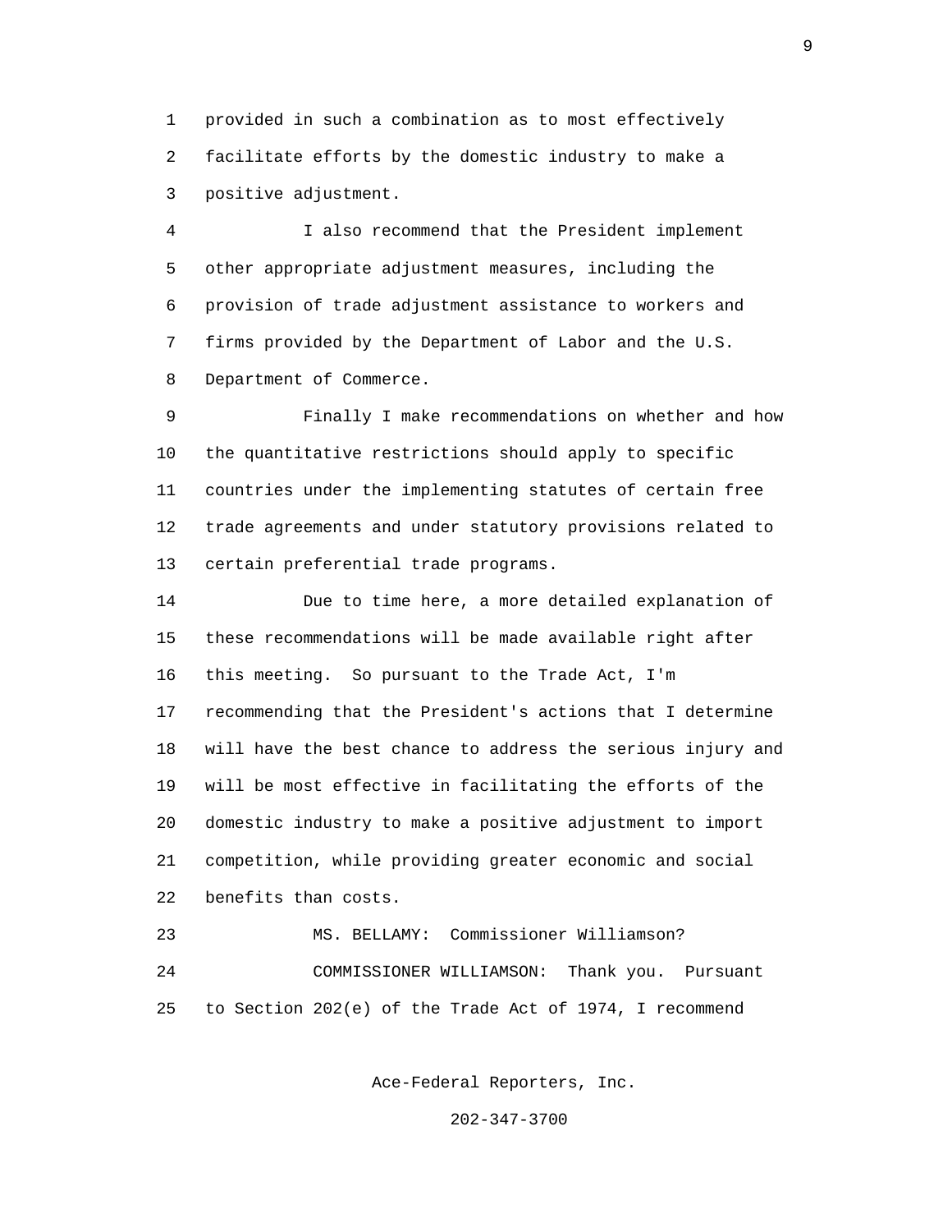provided in such a combination as to most effectively facilitate efforts by the domestic industry to make a positive adjustment.

I also recommend that the President implement other appropriate adjustment measures, including the provision of trade adjustment assistance to workers and firms provided by the Department of Labor and the U.S. Department of Commerce.

Finally I make recommendations on whether and how the quantitative restrictions should apply to specific countries under the implementing statutes of certain free trade agreements and under statutory provisions related to certain preferential trade programs.

Due to time here, a more detailed explanation of these recommendations will be made available right after this meeting. So pursuant to the Trade Act, I'm recommending that the President's actions that I determine will have the best chance to address the serious injury and will be most effective in facilitating the efforts of the domestic industry to make a positive adjustment to import competition, while providing greater economic and social benefits than costs.

MS. BELLAMY: Commissioner Williamson?

COMMISSIONER WILLIAMSON: Thank you. Pursuant to Section 202(e) of the Trade Act of 1974, I recommend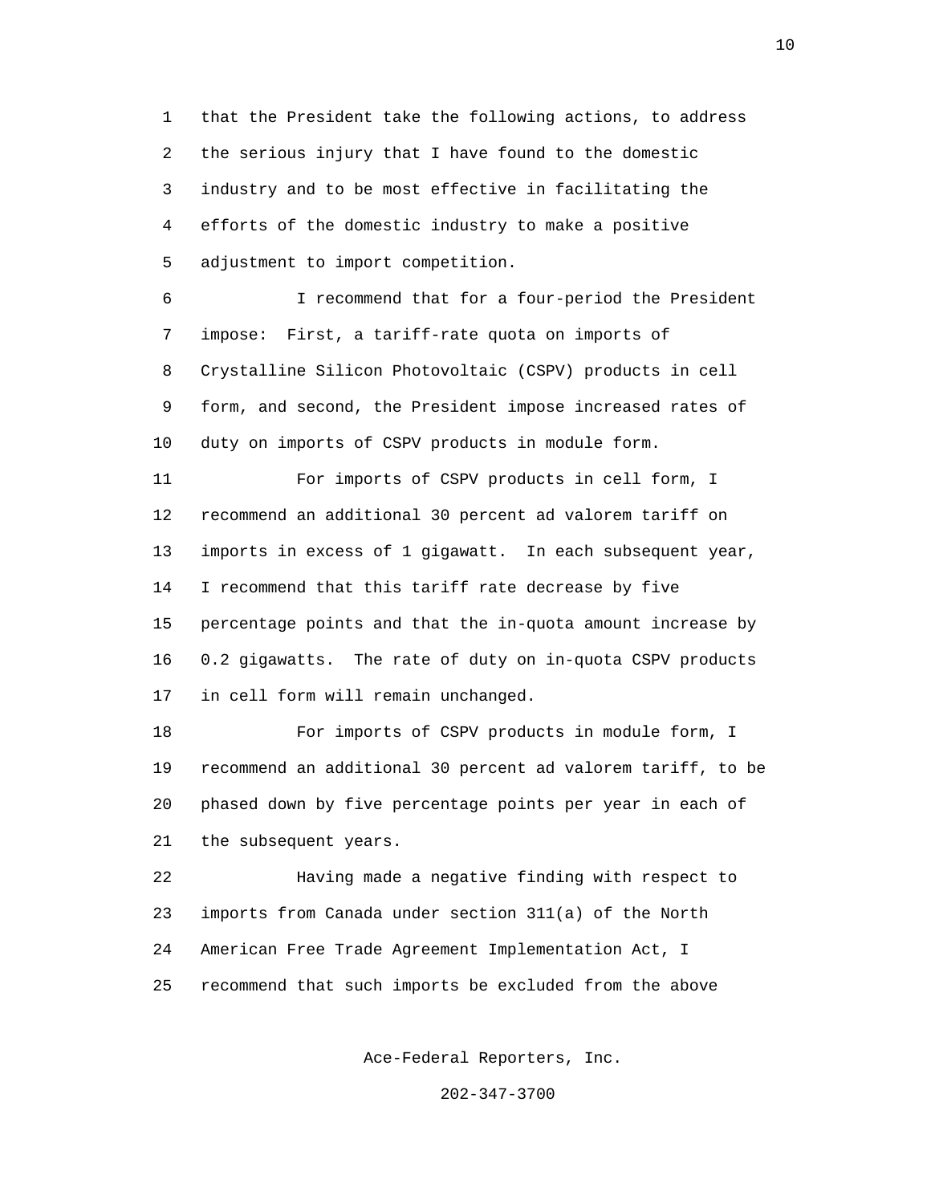that the President take the following actions, to address the serious injury that I have found to the domestic industry and to be most effective in facilitating the efforts of the domestic industry to make a positive adjustment to import competition.

I recommend that for a four-period the President impose: First, a tariff-rate quota on imports of Crystalline Silicon Photovoltaic (CSPV) products in cell form, and second, the President impose increased rates of duty on imports of CSPV products in module form.

For imports of CSPV products in cell form, I recommend an additional 30 percent ad valorem tariff on imports in excess of 1 gigawatt. In each subsequent year, I recommend that this tariff rate decrease by five percentage points and that the in-quota amount increase by 0.2 gigawatts. The rate of duty on in-quota CSPV products in cell form will remain unchanged.

For imports of CSPV products in module form, I recommend an additional 30 percent ad valorem tariff, to be phased down by five percentage points per year in each of the subsequent years.

Having made a negative finding with respect to imports from Canada under section 311(a) of the North American Free Trade Agreement Implementation Act, I recommend that such imports be excluded from the above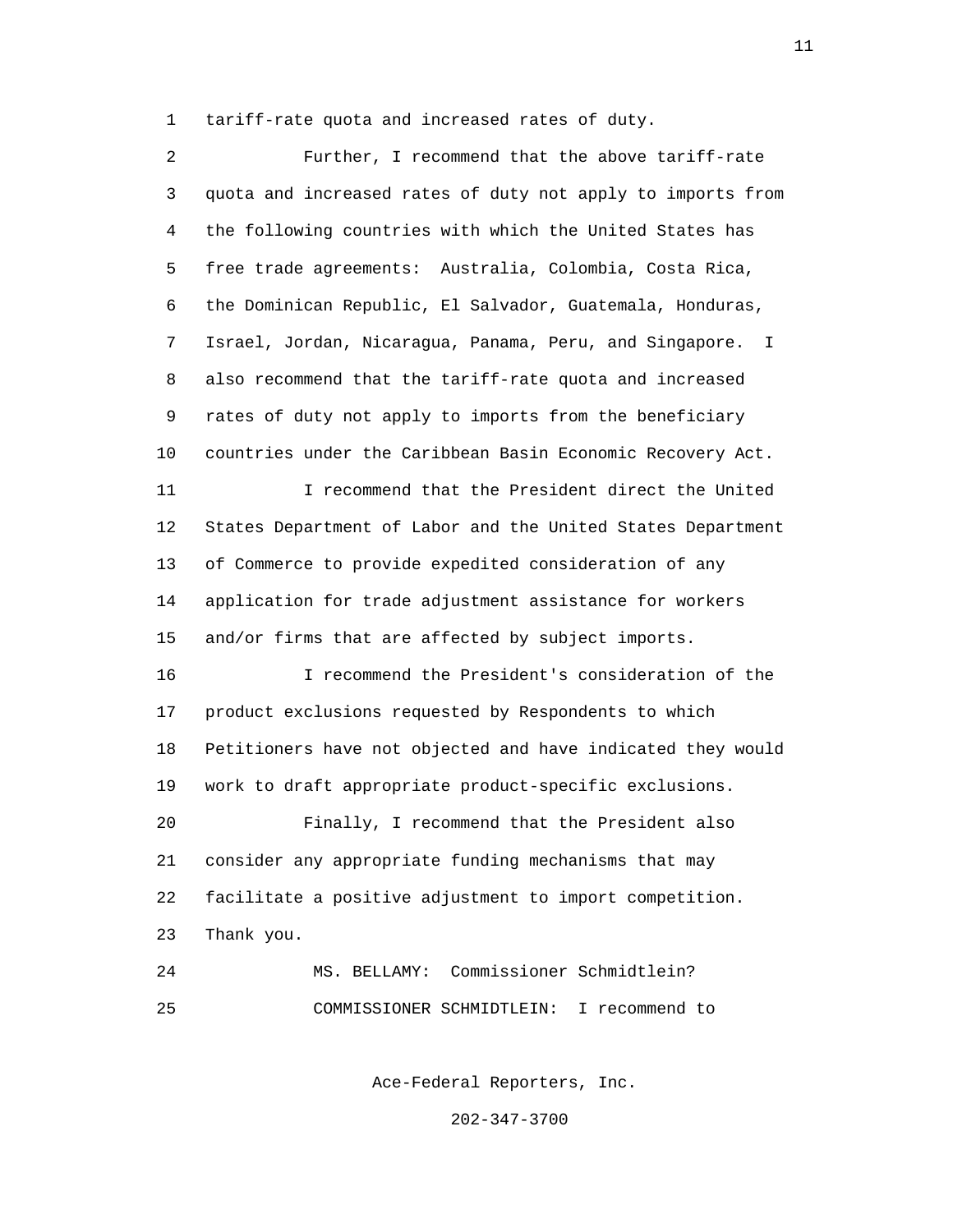tariff-rate quota and increased rates of duty.

Further, I recommend that the above tariff-rate quota and increased rates of duty not apply to imports from the following countries with which the United States has free trade agreements: Australia, Colombia, Costa Rica, the Dominican Republic, El Salvador, Guatemala, Honduras, Israel, Jordan, Nicaragua, Panama, Peru, and Singapore. I also recommend that the tariff-rate quota and increased rates of duty not apply to imports from the beneficiary countries under the Caribbean Basin Economic Recovery Act.

I recommend that the President direct the United States Department of Labor and the United States Department of Commerce to provide expedited consideration of any application for trade adjustment assistance for workers and/or firms that are affected by subject imports.

I recommend the President's consideration of the product exclusions requested by Respondents to which Petitioners have not objected and have indicated they would work to draft appropriate product-specific exclusions.

Finally, I recommend that the President also consider any appropriate funding mechanisms that may facilitate a positive adjustment to import competition. Thank you.

MS. BELLAMY: Commissioner Schmidtlein?

COMMISSIONER SCHMIDTLEIN: I recommend to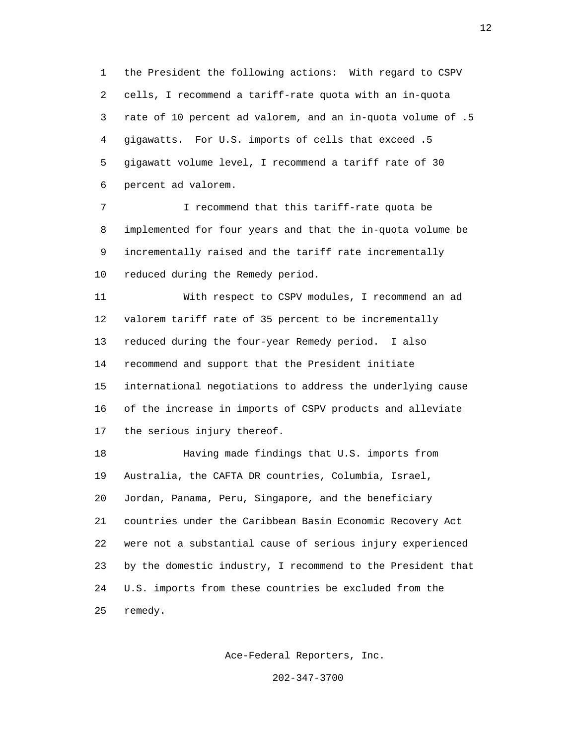the President the following actions: With regard to CSPV cells, I recommend a tariff-rate quota with an in-quota rate of 10 percent ad valorem, and an in-quota volume of .5 gigawatts. For U.S. imports of cells that exceed .5 gigawatt volume level, I recommend a tariff rate of 30 percent ad valorem.

I recommend that this tariff-rate quota be implemented for four years and that the in-quota volume be incrementally raised and the tariff rate incrementally reduced during the Remedy period.

With respect to CSPV modules, I recommend an ad valorem tariff rate of 35 percent to be incrementally reduced during the four-year Remedy period. I also recommend and support that the President initiate international negotiations to address the underlying cause of the increase in imports of CSPV products and alleviate the serious injury thereof.

Having made findings that U.S. imports from Australia, the CAFTA DR countries, Columbia, Israel, Jordan, Panama, Peru, Singapore, and the beneficiary countries under the Caribbean Basin Economic Recovery Act were not a substantial cause of serious injury experienced by the domestic industry, I recommend to the President that U.S. imports from these countries be excluded from the remedy.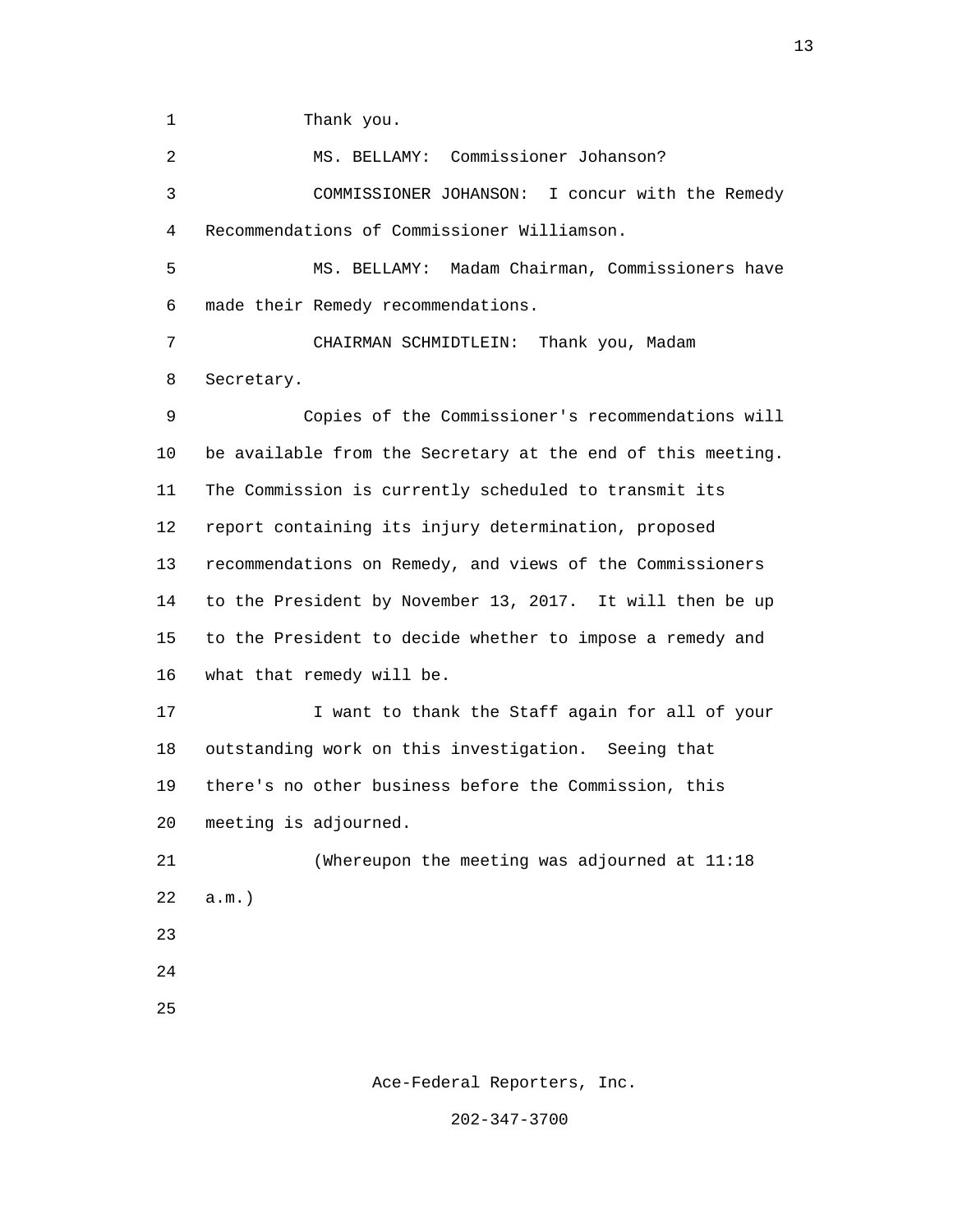Thank you.

MS. BELLAMY: Commissioner Johanson?

COMMISSIONER JOHANSON: I concur with the Remedy Recommendations of Commissioner Williamson.

MS. BELLAMY: Madam Chairman, Commissioners have made their Remedy recommendations.

CHAIRMAN SCHMIDTLEIN: Thank you, Madam Secretary.

Copies of the Commissioner's recommendations will be available from the Secretary at the end of this meeting. The Commission is currently scheduled to transmit its report containing its injury determination, proposed recommendations on Remedy, and views of the Commissioners to the President by November 13, 2017. It will then be up to the President to decide whether to impose a remedy and what that remedy will be.

I want to thank the Staff again for all of your outstanding work on this investigation. Seeing that there's no other business before the Commission, this meeting is adjourned.

(Whereupon the meeting was adjourned at 11:18 a.m.)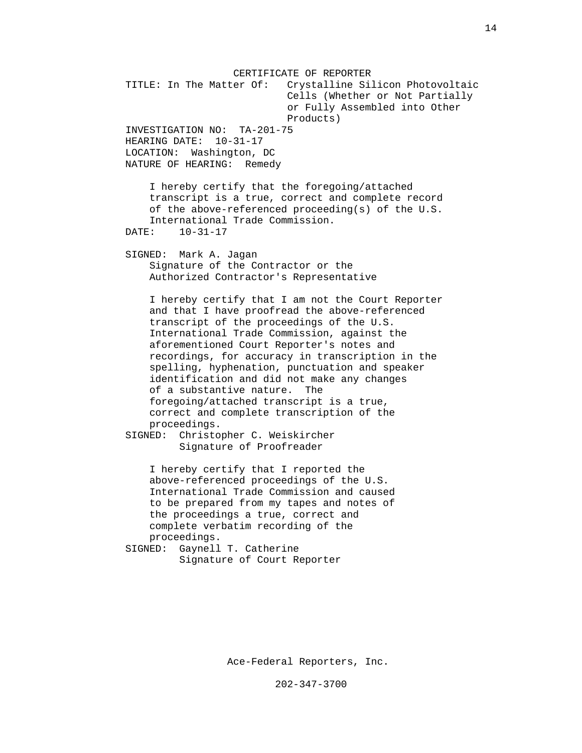# CERTIFICATE OF REPORTER

TITLE: In The Matter Of: Crystalline Silicon Photovoltaic Cells (Whether or Not Partially or Fully Assembled into Other Products)

INVESTIGATION NO: TA-201-75

HEARING DATE: 10-31-17

LOCATION: Washington, DC

NATURE OF HEARING: Remedy

I hereby certify that the foregoing/attached transcript is a true, correct and complete record of the above-referenced proceeding(s) of the U.S. International Trade Commission.

DATE: 10-31-17

SIGNED: Mark A. Jagan
Signature of the Contractor or the Authorized Contractor's Representative

I hereby certify that I am not the Court Reporter and that I have proofread the above-referenced transcript of the proceedings of the U.S. International Trade Commission, against the aforementioned Court Reporter's notes and recordings, for accuracy in transcription in the spelling, hyphenation, punctuation and speaker identification and did not make any changes of a substantive nature. The foregoing/attached transcript is a true, correct and complete transcription of the proceedings.

SIGNED: Christopher C. Weiskircher
Signature of Proofreader

I hereby certify that I reported the above-referenced proceedings of the U.S. International Trade Commission and caused to be prepared from my tapes and notes of the proceedings a true, correct and complete verbatim recording of the proceedings.

SIGNED: Gaynell T. Catherine
Signature of Court Reporter